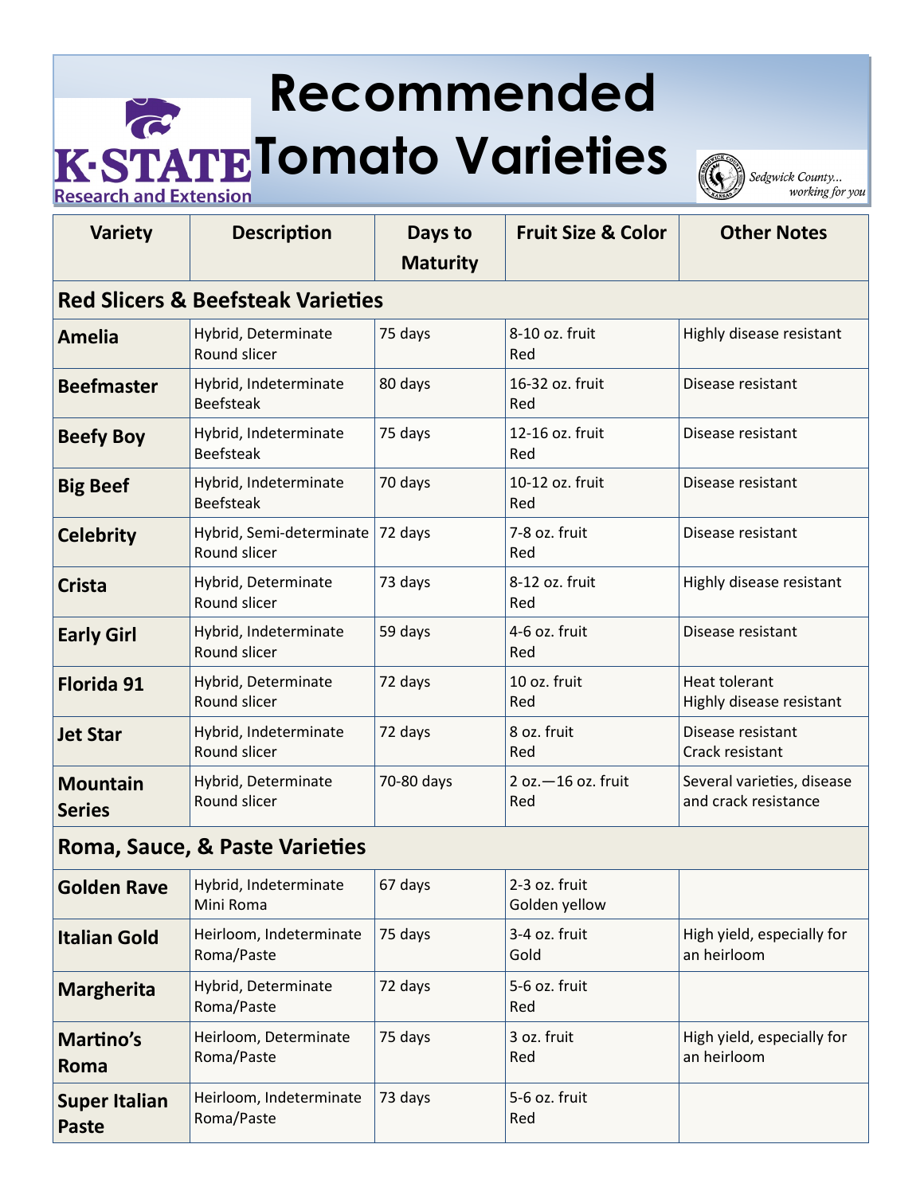K-STATE Research and Extension

# Recommended Tomato Varieties

Sedgwick County... working for you

| Variety | Description | Days to Maturity | Fruit Size & Color | Other Notes |
|---|---|---|---|---|
| **Red Slicers & Beefsteak Varieties** | | | | |
| **Amelia** | Hybrid, Determinate<br>Round slicer | 75 days | 8-10 oz. fruit<br>Red | Highly disease resistant |
| **Beefmaster** | Hybrid, Indeterminate<br>Beefsteak | 80 days | 16-32 oz. fruit<br>Red | Disease resistant |
| **Beefy Boy** | Hybrid, Indeterminate<br>Beefsteak | 75 days | 12-16 oz. fruit<br>Red | Disease resistant |
| **Big Beef** | Hybrid, Indeterminate<br>Beefsteak | 70 days | 10-12 oz. fruit<br>Red | Disease resistant |
| **Celebrity** | Hybrid, Semi-determinate<br>Round slicer | 72 days | 7-8 oz. fruit<br>Red | Disease resistant |
| **Crista** | Hybrid, Determinate<br>Round slicer | 73 days | 8-12 oz. fruit<br>Red | Highly disease resistant |
| **Early Girl** | Hybrid, Indeterminate<br>Round slicer | 59 days | 4-6 oz. fruit<br>Red | Disease resistant |
| **Florida 91** | Hybrid, Determinate<br>Round slicer | 72 days | 10 oz. fruit<br>Red | Heat tolerant<br>Highly disease resistant |
| **Jet Star** | Hybrid, Indeterminate<br>Round slicer | 72 days | 8 oz. fruit<br>Red | Disease resistant<br>Crack resistant |
| **Mountain Series** | Hybrid, Determinate<br>Round slicer | 70-80 days | 2 oz.—16 oz. fruit<br>Red | Several varieties, disease and crack resistance |
| **Roma, Sauce, & Paste Varieties** | | | | |
| **Golden Rave** | Hybrid, Indeterminate<br>Mini Roma | 67 days | 2-3 oz. fruit<br>Golden yellow | |
| **Italian Gold** | Heirloom, Indeterminate<br>Roma/Paste | 75 days | 3-4 oz. fruit<br>Gold | High yield, especially for an heirloom |
| **Margherita** | Hybrid, Determinate<br>Roma/Paste | 72 days | 5-6 oz. fruit<br>Red | |
| **Martino's Roma** | Heirloom, Determinate<br>Roma/Paste | 75 days | 3 oz. fruit<br>Red | High yield, especially for an heirloom |
| **Super Italian Paste** | Heirloom, Indeterminate<br>Roma/Paste | 73 days | 5-6 oz. fruit<br>Red | |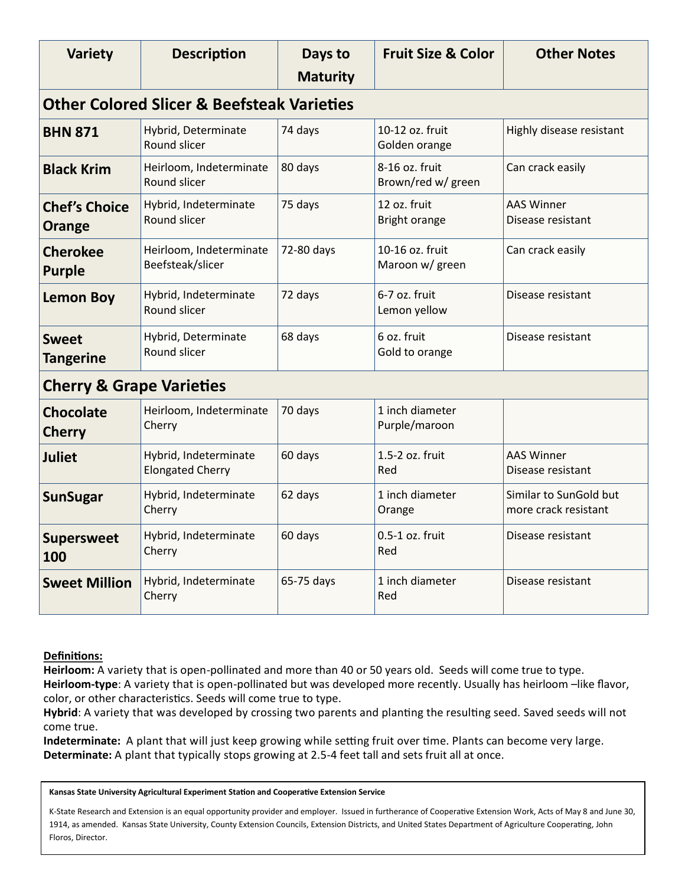| Variety | Description | Days to Maturity | Fruit Size & Color | Other Notes |
|---|---|---|---|---|
| **Other Colored Slicer & Beefsteak Varieties** | | | | |
| **BHN 871** | Hybrid, Determinate Round slicer | 74 days | 10-12 oz. fruit Golden orange | Highly disease resistant |
| **Black Krim** | Heirloom, Indeterminate Round slicer | 80 days | 8-16 oz. fruit Brown/red w/ green | Can crack easily |
| **Chef's Choice Orange** | Hybrid, Indeterminate Round slicer | 75 days | 12 oz. fruit Bright orange | AAS Winner Disease resistant |
| **Cherokee Purple** | Heirloom, Indeterminate Beefsteak/slicer | 72-80 days | 10-16 oz. fruit Maroon w/ green | Can crack easily |
| **Lemon Boy** | Hybrid, Indeterminate Round slicer | 72 days | 6-7 oz. fruit Lemon yellow | Disease resistant |
| **Sweet Tangerine** | Hybrid, Determinate Round slicer | 68 days | 6 oz. fruit Gold to orange | Disease resistant |
| **Cherry & Grape Varieties** | | | | |
| **Chocolate Cherry** | Heirloom, Indeterminate Cherry | 70 days | 1 inch diameter Purple/maroon | |
| **Juliet** | Hybrid, Indeterminate Elongated Cherry | 60 days | 1.5-2 oz. fruit Red | AAS Winner Disease resistant |
| **SunSugar** | Hybrid, Indeterminate Cherry | 62 days | 1 inch diameter Orange | Similar to SunGold but more crack resistant |
| **Supersweet 100** | Hybrid, Indeterminate Cherry | 60 days | 0.5-1 oz. fruit Red | Disease resistant |
| **Sweet Million** | Hybrid, Indeterminate Cherry | 65-75 days | 1 inch diameter Red | Disease resistant |

**Definitions:**

**Heirloom:** A variety that is open-pollinated and more than 40 or 50 years old. Seeds will come true to type.

**Heirloom-type**: A variety that is open-pollinated but was developed more recently. Usually has heirloom –like flavor, color, or other characteristics. Seeds will come true to type.

**Hybrid**: A variety that was developed by crossing two parents and planting the resulting seed. Saved seeds will not come true.

**Indeterminate:** A plant that will just keep growing while setting fruit over time. Plants can become very large.

**Determinate:** A plant that typically stops growing at 2.5-4 feet tall and sets fruit all at once.

**Kansas State University Agricultural Experiment Station and Cooperative Extension Service**

K-State Research and Extension is an equal opportunity provider and employer. Issued in furtherance of Cooperative Extension Work, Acts of May 8 and June 30, 1914, as amended. Kansas State University, County Extension Councils, Extension Districts, and United States Department of Agriculture Cooperating, John Floros, Director.